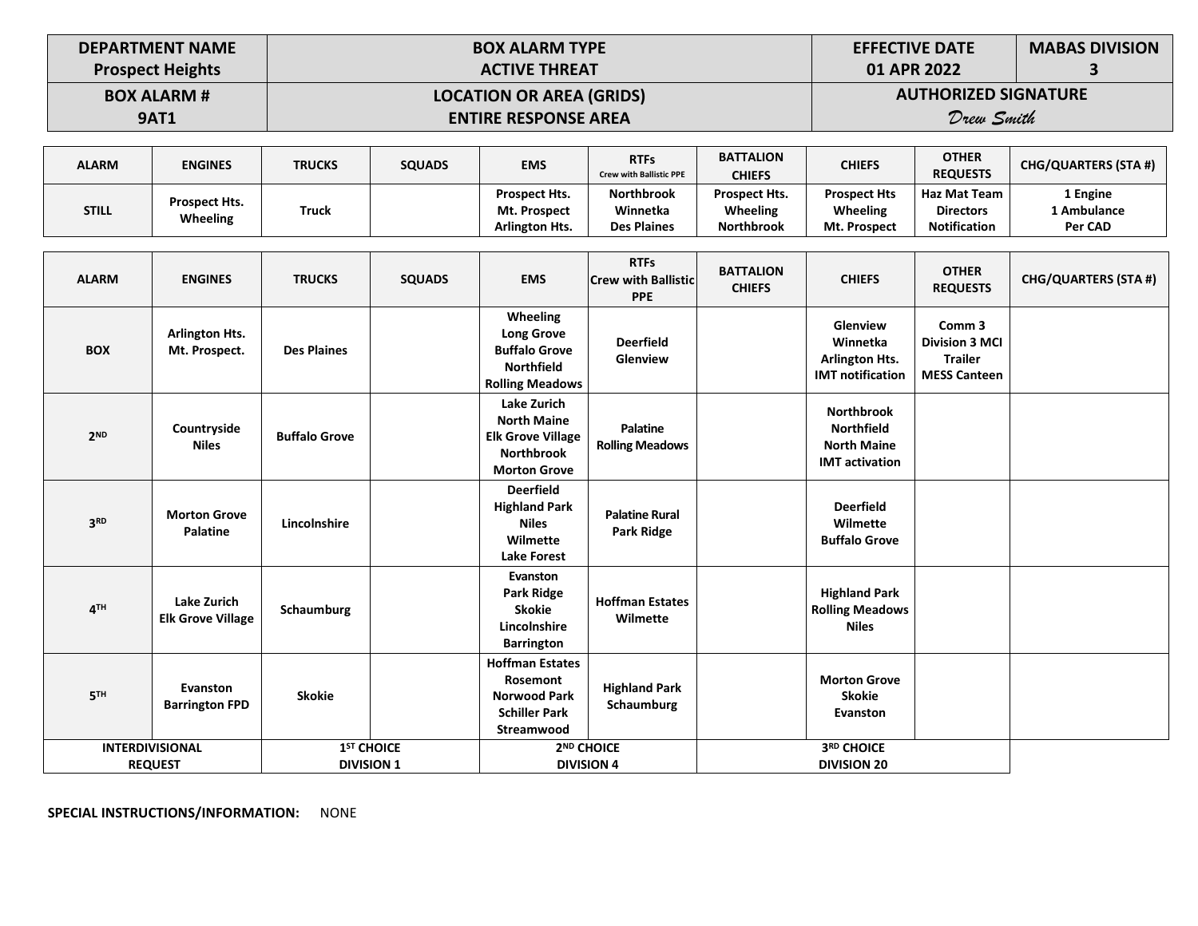| DEPARTMENT NAME<br>Prospect Heights | BOX ALARM TYPE<br>ACTIVE THREAT | EFFECTIVE DATE<br>01 APR 2022 | MABAS DIVISION<br>3 |
|---|---|---|---|
| **BOX ALARM #**<br>**9AT1** | **LOCATION OR AREA (GRIDS)**<br>**ENTIRE RESPONSE AREA** | **AUTHORIZED SIGNATURE**<br>*Drew Smith* | |

| ALARM | ENGINES | TRUCKS | SQUADS | EMS | RTFs Crew with Ballistic PPE | BATTALION CHIEFS | CHIEFS | OTHER REQUESTS | CHG/QUARTERS (STA #) |
|---|---|---|---|---|---|---|---|---|---|
| STILL | Prospect Hts.<br>Wheeling | Truck | | Prospect Hts.<br>Mt. Prospect<br>Arlington Hts. | Northbrook<br>Winnetka<br>Des Plaines | Prospect Hts.<br>Wheeling<br>Northbrook | Prospect Hts<br>Wheeling<br>Mt. Prospect | Haz Mat Team<br>Directors<br>Notification | 1 Engine<br>1 Ambulance<br>Per CAD |

| ALARM | ENGINES | TRUCKS | SQUADS | EMS | RTFs Crew with Ballistic PPE | BATTALION CHIEFS | CHIEFS | OTHER REQUESTS | CHG/QUARTERS (STA #) |
|---|---|---|---|---|---|---|---|---|---|
| BOX | Arlington Hts.<br>Mt. Prospect. | Des Plaines | | Wheeling<br>Long Grove<br>Buffalo Grove<br>Northfield<br>Rolling Meadows | Deerfield<br>Glenview | | Glenview<br>Winnetka<br>Arlington Hts.<br>IMT notification | Comm 3<br>Division 3 MCI Trailer<br>MESS Canteen | |
| 2ND | Countryside<br>Niles | Buffalo Grove | | Lake Zurich<br>North Maine<br>Elk Grove Village<br>Northbrook<br>Morton Grove | Palatine<br>Rolling Meadows | | Northbrook<br>Northfield<br>North Maine<br>IMT activation | | |
| 3RD | Morton Grove<br>Palatine | Lincolnshire | | Deerfield<br>Highland Park<br>Niles<br>Wilmette<br>Lake Forest | Palatine Rural<br>Park Ridge | | Deerfield<br>Wilmette<br>Buffalo Grove | | |
| 4TH | Lake Zurich<br>Elk Grove Village | Schaumburg | | Evanston<br>Park Ridge<br>Skokie<br>Lincolnshire<br>Barrington | Hoffman Estates<br>Wilmette | | Highland Park<br>Rolling Meadows<br>Niles | | |
| 5TH | Evanston<br>Barrington FPD | Skokie | | Hoffman Estates<br>Rosemont<br>Norwood Park<br>Schiller Park<br>Streamwood | Highland Park<br>Schaumburg | | Morton Grove<br>Skokie<br>Evanston | | |
| INTERDIVISIONAL REQUEST | | 1ST CHOICE DIVISION 1 | | 2ND CHOICE DIVISION 4 | | 3RD CHOICE DIVISION 20 | | | |

**SPECIAL INSTRUCTIONS/INFORMATION:** NONE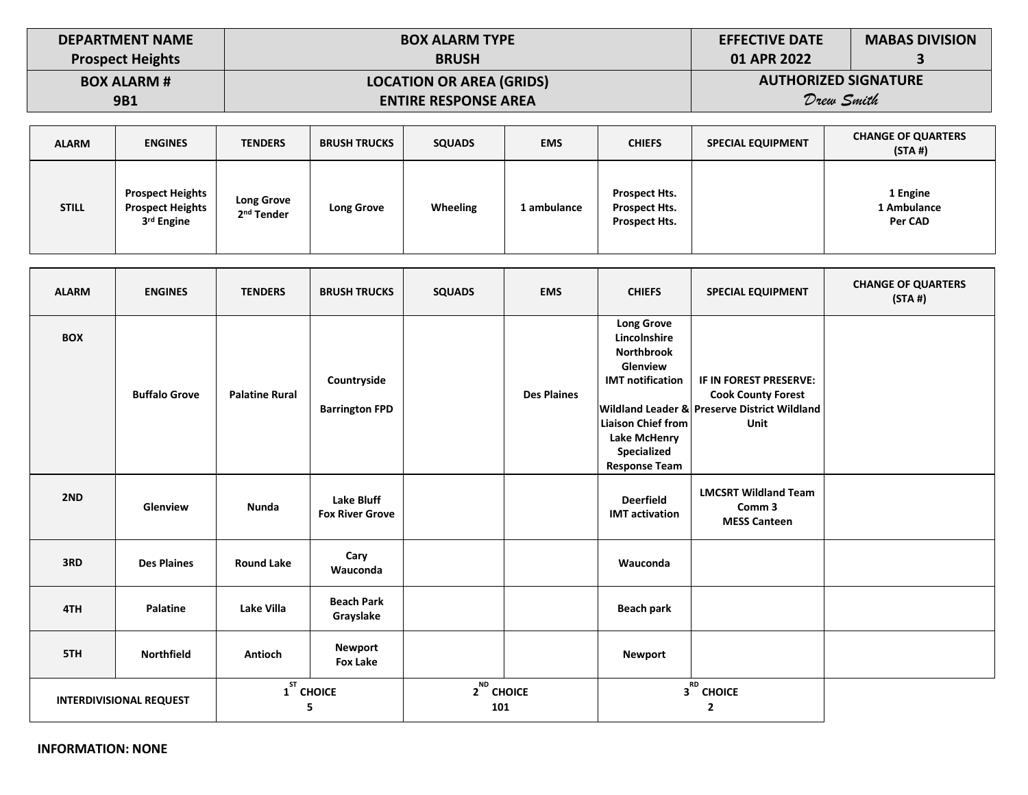| DEPARTMENT NAME Prospect Heights | BOX ALARM TYPE BRUSH | EFFECTIVE DATE 01 APR 2022 | MABAS DIVISION 3 |
|---|---|---|---|
| **BOX ALARM #** 9B1 | **LOCATION OR AREA (GRIDS)** ENTIRE RESPONSE AREA | **AUTHORIZED SIGNATURE** *Drew Smith* | |

| ALARM | ENGINES | TENDERS | BRUSH TRUCKS | SQUADS | EMS | CHIEFS | SPECIAL EQUIPMENT | CHANGE OF QUARTERS (STA #) |
|---|---|---|---|---|---|---|---|---|
| STILL | Prospect Heights<br>Prospect Heights<br>3rd Engine | Long Grove<br>2nd Tender | Long Grove | Wheeling | 1 ambulance | Prospect Hts.<br>Prospect Hts.<br>Prospect Hts. | | 1 Engine<br>1 Ambulance<br>Per CAD |

| ALARM | ENGINES | TENDERS | BRUSH TRUCKS | SQUADS | EMS | CHIEFS | SPECIAL EQUIPMENT | CHANGE OF QUARTERS (STA #) |
|---|---|---|---|---|---|---|---|---|
| BOX | Buffalo Grove | Palatine Rural | Countryside<br><br>Barrington FPD | | Des Plaines | Long Grove<br>Lincolnshire<br>Northbrook<br>Glenview<br>IMT notification<br><br>Wildland Leader & Liaison Chief from Lake McHenry Specialized Response Team | IF IN FOREST PRESERVE: Cook County Forest Preserve District Wildland Unit | |
| 2ND | Glenview | Nunda | Lake Bluff<br>Fox River Grove | | | Deerfield<br>IMT activation | LMCSRT Wildland Team<br>Comm 3<br>MESS Canteen | |
| 3RD | Des Plaines | Round Lake | Cary<br>Wauconda | | | Wauconda | | |
| 4TH | Palatine | Lake Villa | Beach Park<br>Grayslake | | | Beach park | | |
| 5TH | Northfield | Antioch | Newport<br>Fox Lake | | | Newport | | |

| INTERDIVISIONAL REQUEST | 1ST CHOICE | 2ND CHOICE | 3RD CHOICE |
|---|---|---|---|
| | 5 | 101 | 2 |

**INFORMATION: NONE**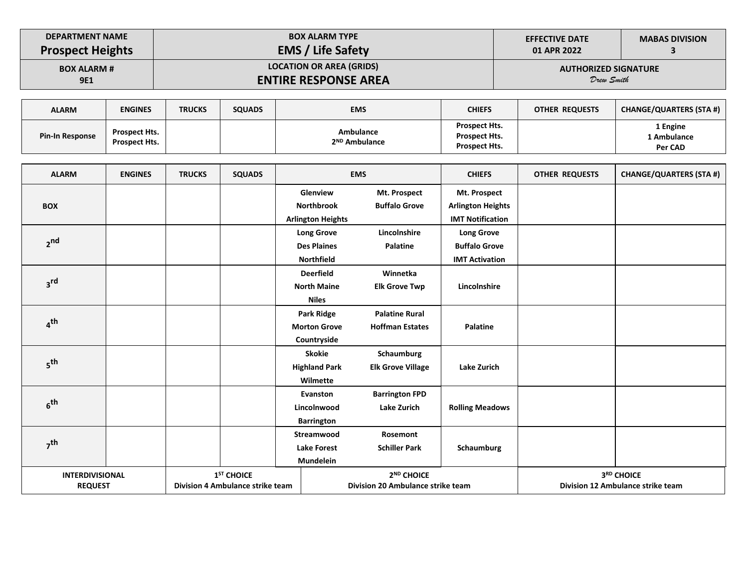| DEPARTMENT NAME | BOX ALARM TYPE | EFFECTIVE DATE | MABAS DIVISION |
|---|---|---|---|
| **Prospect Heights** | **EMS / Life Safety** | 01 APR 2022 | 3 |
| BOX ALARM # | LOCATION OR AREA (GRIDS) | AUTHORIZED SIGNATURE | |
| 9E1 | **ENTIRE RESPONSE AREA** | *Drew Smith* | |

| ALARM | ENGINES | TRUCKS | SQUADS | EMS | CHIEFS | OTHER REQUESTS | CHANGE/QUARTERS (STA #) |
|---|---|---|---|---|---|---|---|
| Pin-In Response | Prospect Hts.<br>Prospect Hts. | | | Ambulance<br>2ND Ambulance | Prospect Hts.<br>Prospect Hts.<br>Prospect Hts. | | 1 Engine<br>1 Ambulance<br>Per CAD |

| ALARM | ENGINES | TRUCKS | SQUADS | EMS | | CHIEFS | OTHER REQUESTS | CHANGE/QUARTERS (STA #) |
|---|---|---|---|---|---|---|---|---|
| BOX | | | | Glenview<br>Northbrook<br>Arlington Heights | Mt. Prospect<br>Buffalo Grove | Mt. Prospect<br>Arlington Heights<br>IMT Notification | | |
| 2nd | | | | Long Grove<br>Des Plaines<br>Northfield | Lincolnshire<br>Palatine | Long Grove<br>Buffalo Grove<br>IMT Activation | | |
| 3rd | | | | Deerfield<br>North Maine<br>Niles | Winnetka<br>Elk Grove Twp | Lincolnshire | | |
| 4th | | | | Park Ridge<br>Morton Grove<br>Countryside | Palatine Rural<br>Hoffman Estates | Palatine | | |
| 5th | | | | Skokie<br>Highland Park<br>Wilmette | Schaumburg<br>Elk Grove Village | Lake Zurich | | |
| 6th | | | | Evanston<br>Lincolnwood<br>Barrington | Barrington FPD<br>Lake Zurich | Rolling Meadows | | |
| 7th | | | | Streamwood<br>Lake Forest<br>Mundelein | Rosemont<br>Schiller Park | Schaumburg | | |

| INTERDIVISIONAL REQUEST | 1ST CHOICE | 2ND CHOICE | 3RD CHOICE |
|---|---|---|---|
| | Division 4 Ambulance strike team | Division 20 Ambulance strike team | Division 12 Ambulance strike team |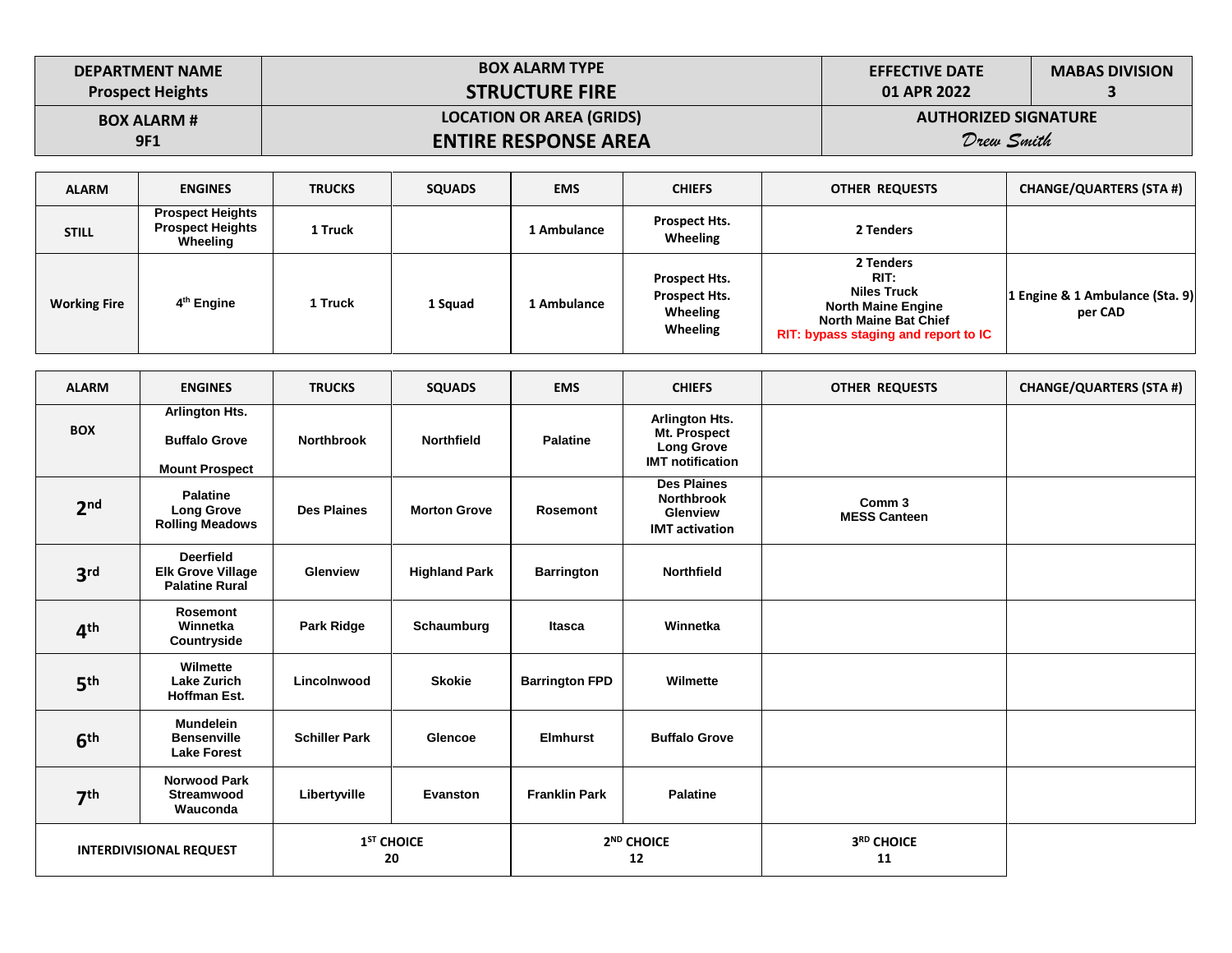| DEPARTMENT NAME<br>Prospect Heights | BOX ALARM TYPE<br>**STRUCTURE FIRE** | EFFECTIVE DATE<br>01 APR 2022 | MABAS DIVISION<br>3 |
|---|---|---|---|
| BOX ALARM #<br>9F1 | LOCATION OR AREA (GRIDS)<br>**ENTIRE RESPONSE AREA** | AUTHORIZED SIGNATURE<br>*Drew Smith* | |

| ALARM | ENGINES | TRUCKS | SQUADS | EMS | CHIEFS | OTHER REQUESTS | CHANGE/QUARTERS (STA #) |
|---|---|---|---|---|---|---|---|
| STILL | Prospect Heights<br>Prospect Heights<br>Wheeling | 1 Truck | | 1 Ambulance | Prospect Hts.<br>Wheeling | 2 Tenders | |
| Working Fire | 4th Engine | 1 Truck | 1 Squad | 1 Ambulance | Prospect Hts.<br>Prospect Hts.<br>Wheeling<br>Wheeling | 2 Tenders<br>RIT:<br>Niles Truck<br>North Maine Engine<br>North Maine Bat Chief<br>RIT: bypass staging and report to IC | 1 Engine & 1 Ambulance (Sta. 9) per CAD |

| ALARM | ENGINES | TRUCKS | SQUADS | EMS | CHIEFS | OTHER REQUESTS | CHANGE/QUARTERS (STA #) |
|---|---|---|---|---|---|---|---|
| BOX | Arlington Hts.<br>Buffalo Grove<br>Mount Prospect | Northbrook | Northfield | Palatine | Arlington Hts.<br>Mt. Prospect<br>Long Grove<br>IMT notification | | |
| 2nd | Palatine<br>Long Grove<br>Rolling Meadows | Des Plaines | Morton Grove | Rosemont | Des Plaines<br>Northbrook<br>Glenview<br>IMT activation | Comm 3<br>MESS Canteen | |
| 3rd | Deerfield<br>Elk Grove Village<br>Palatine Rural | Glenview | Highland Park | Barrington | Northfield | | |
| 4th | Rosemont<br>Winnetka<br>Countryside | Park Ridge | Schaumburg | Itasca | Winnetka | | |
| 5th | Wilmette<br>Lake Zurich<br>Hoffman Est. | Lincolnwood | Skokie | Barrington FPD | Wilmette | | |
| 6th | Mundelein<br>Bensenville<br>Lake Forest | Schiller Park | Glencoe | Elmhurst | Buffalo Grove | | |
| 7th | Norwood Park<br>Streamwood<br>Wauconda | Libertyville | Evanston | Franklin Park | Palatine | | |
| INTERDIVISIONAL REQUEST | | 1ST CHOICE<br>20 | | 2ND CHOICE<br>12 | | 3RD CHOICE<br>11 | |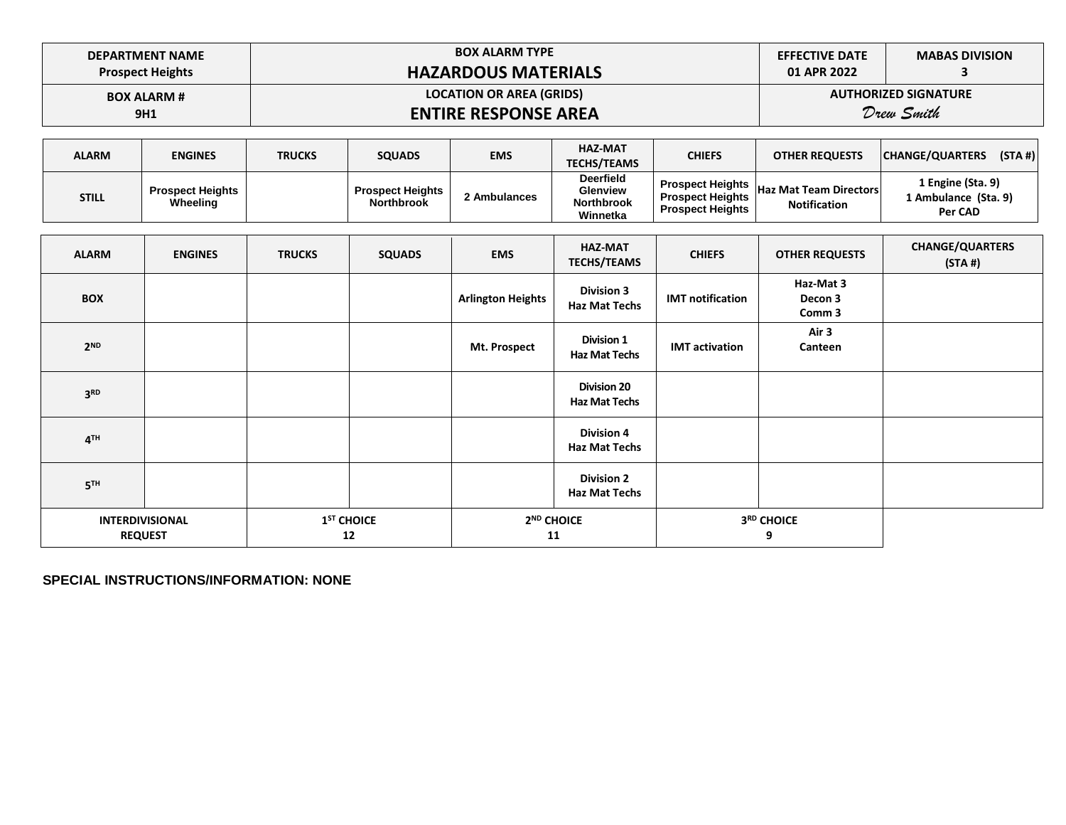| DEPARTMENT NAME<br>Prospect Heights | BOX ALARM TYPE<br>**HAZARDOUS MATERIALS** | EFFECTIVE DATE<br>01 APR 2022 | MABAS DIVISION<br>3 |
|---|---|---|---|
| **BOX ALARM #**<br>9H1 | LOCATION OR AREA (GRIDS)<br>**ENTIRE RESPONSE AREA** | AUTHORIZED SIGNATURE<br>*Drew Smith* | |

| ALARM | ENGINES | TRUCKS | SQUADS | EMS | HAZ-MAT TECHS/TEAMS | CHIEFS | OTHER REQUESTS | CHANGE/QUARTERS (STA #) |
|---|---|---|---|---|---|---|---|---|
| STILL | Prospect Heights<br>Wheeling | | Prospect Heights<br>Northbrook | 2 Ambulances | Deerfield<br>Glenview<br>Northbrook<br>Winnetka | Prospect Heights<br>Prospect Heights<br>Prospect Heights | Haz Mat Team Directors Notification | 1 Engine (Sta. 9)<br>1 Ambulance (Sta. 9)<br>Per CAD |

| ALARM | ENGINES | TRUCKS | SQUADS | EMS | HAZ-MAT TECHS/TEAMS | CHIEFS | OTHER REQUESTS | CHANGE/QUARTERS (STA #) |
|---|---|---|---|---|---|---|---|---|
| BOX | | | | Arlington Heights | Division 3<br>Haz Mat Techs | IMT notification | Haz-Mat 3<br>Decon 3<br>Comm 3 | |
| 2ND | | | | Mt. Prospect | Division 1<br>Haz Mat Techs | IMT activation | Air 3<br>Canteen | |
| 3RD | | | | | Division 20<br>Haz Mat Techs | | | |
| 4TH | | | | | Division 4<br>Haz Mat Techs | | | |
| 5TH | | | | | Division 2<br>Haz Mat Techs | | | |
| INTERDIVISIONAL REQUEST | | 1ST CHOICE<br>12 | | 2ND CHOICE<br>11 | | 3RD CHOICE<br>9 | | |

**SPECIAL INSTRUCTIONS/INFORMATION: NONE**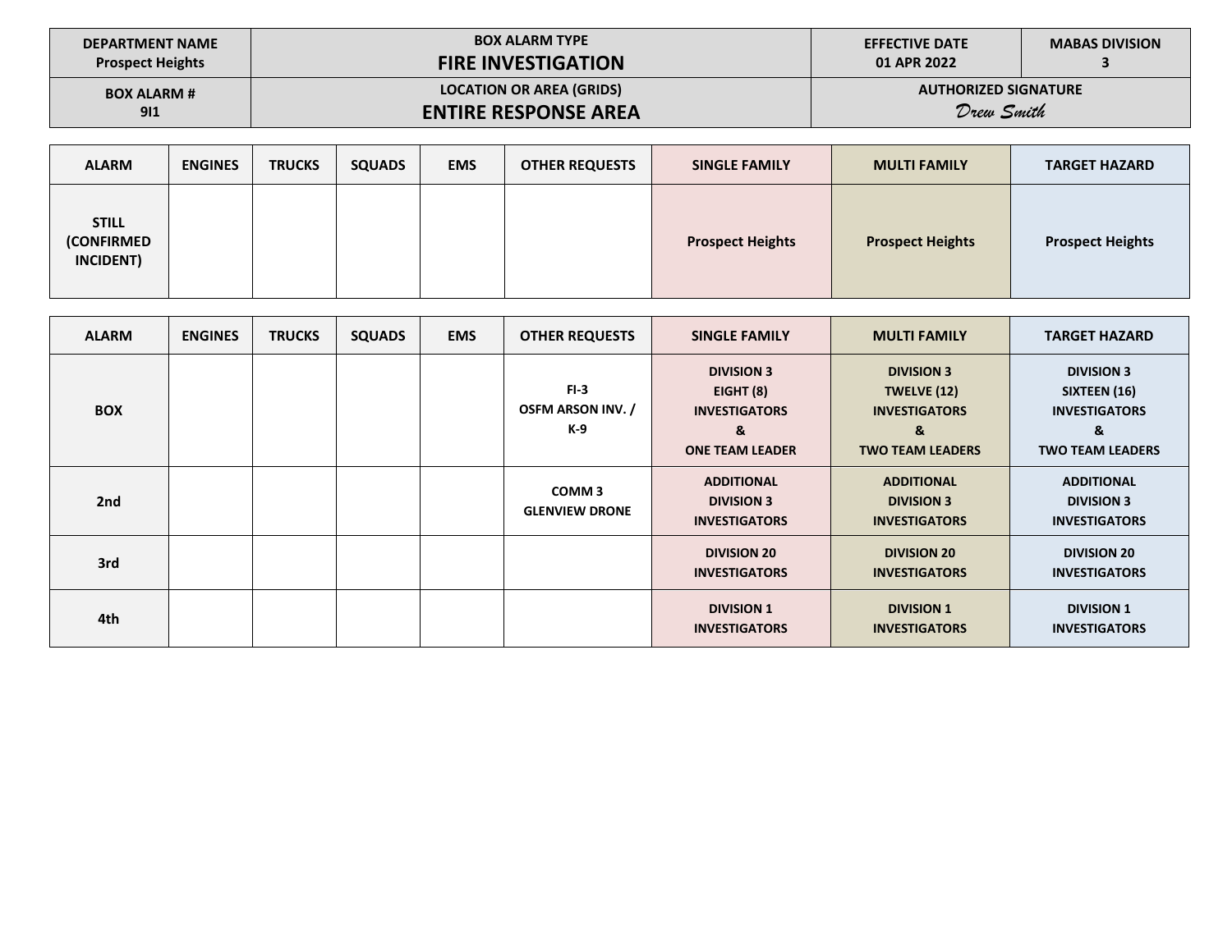| DEPARTMENT NAME<br>Prospect Heights | BOX ALARM TYPE<br>**FIRE INVESTIGATION** | EFFECTIVE DATE<br>01 APR 2022 | MABAS DIVISION<br>3 |
|---|---|---|---|
| BOX ALARM #<br>9I1 | LOCATION OR AREA (GRIDS)<br>**ENTIRE RESPONSE AREA** | AUTHORIZED SIGNATURE<br>*Drew Smith* | |

| ALARM | ENGINES | TRUCKS | SQUADS | EMS | OTHER REQUESTS | SINGLE FAMILY | MULTI FAMILY | TARGET HAZARD |
|---|---|---|---|---|---|---|---|---|
| STILL (CONFIRMED INCIDENT) | | | | | | Prospect Heights | Prospect Heights | Prospect Heights |

| ALARM | ENGINES | TRUCKS | SQUADS | EMS | OTHER REQUESTS | SINGLE FAMILY | MULTI FAMILY | TARGET HAZARD |
|---|---|---|---|---|---|---|---|---|
| BOX | | | | | FI-3<br>OSFM ARSON INV. / K-9 | DIVISION 3<br>EIGHT (8)<br>INVESTIGATORS<br>&<br>ONE TEAM LEADER | DIVISION 3<br>TWELVE (12)<br>INVESTIGATORS<br>&<br>TWO TEAM LEADERS | DIVISION 3<br>SIXTEEN (16)<br>INVESTIGATORS<br>&<br>TWO TEAM LEADERS |
| 2nd | | | | | COMM 3<br>GLENVIEW DRONE | ADDITIONAL<br>DIVISION 3<br>INVESTIGATORS | ADDITIONAL<br>DIVISION 3<br>INVESTIGATORS | ADDITIONAL<br>DIVISION 3<br>INVESTIGATORS |
| 3rd | | | | | | DIVISION 20<br>INVESTIGATORS | DIVISION 20<br>INVESTIGATORS | DIVISION 20<br>INVESTIGATORS |
| 4th | | | | | | DIVISION 1<br>INVESTIGATORS | DIVISION 1<br>INVESTIGATORS | DIVISION 1<br>INVESTIGATORS |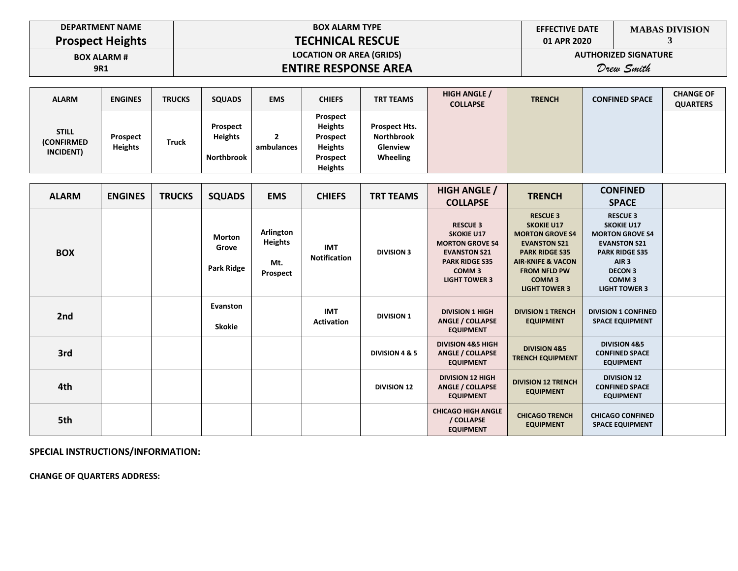| DEPARTMENT NAME | BOX ALARM TYPE | EFFECTIVE DATE | MABAS DIVISION |
|---|---|---|---|
| **Prospect Heights** | **TECHNICAL RESCUE** | **01 APR 2020** | **3** |
| **BOX ALARM #** | **LOCATION OR AREA (GRIDS)** | **AUTHORIZED SIGNATURE** | |
| **9R1** | **ENTIRE RESPONSE AREA** | *Drew Smith* | |

| ALARM | ENGINES | TRUCKS | SQUADS | EMS | CHIEFS | TRT TEAMS | HIGH ANGLE / COLLAPSE | TRENCH | CONFINED SPACE | CHANGE OF QUARTERS |
|---|---|---|---|---|---|---|---|---|---|---|
| STILL (CONFIRMED INCIDENT) | Prospect Heights | Truck | Prospect Heights<br>Northbrook | 2 ambulances | Prospect Heights<br>Prospect Heights<br>Prospect Heights | Prospect Hts.<br>Northbrook<br>Glenview<br>Wheeling | | | | |

| ALARM | ENGINES | TRUCKS | SQUADS | EMS | CHIEFS | TRT TEAMS | HIGH ANGLE / COLLAPSE | TRENCH | CONFINED SPACE | |
|---|---|---|---|---|---|---|---|---|---|---|
| BOX | | | Morton Grove<br>Park Ridge | Arlington Heights<br>Mt. Prospect | IMT Notification | DIVISION 3 | RESCUE 3<br>SKOKIE U17<br>MORTON GROVE S4<br>EVANSTON S21<br>PARK RIDGE S35<br>COMM 3<br>LIGHT TOWER 3 | RESCUE 3<br>SKOKIE U17<br>MORTON GROVE S4<br>EVANSTON S21<br>PARK RIDGE S35<br>AIR-KNIFE & VACON FROM NFLD PW<br>COMM 3<br>LIGHT TOWER 3 | RESCUE 3<br>SKOKIE U17<br>MORTON GROVE S4<br>EVANSTON S21<br>PARK RIDGE S35<br>AIR 3<br>DECON 3<br>COMM 3<br>LIGHT TOWER 3 | |
| 2nd | | | Evanston<br>Skokie | | IMT Activation | DIVISION 1 | DIVISION 1 HIGH ANGLE / COLLAPSE EQUIPMENT | DIVISION 1 TRENCH EQUIPMENT | DIVISION 1 CONFINED SPACE EQUIPMENT | |
| 3rd | | | | | | DIVISION 4 & 5 | DIVISION 4&5 HIGH ANGLE / COLLAPSE EQUIPMENT | DIVISION 4&5 TRENCH EQUIPMENT | DIVISION 4&5 CONFINED SPACE EQUIPMENT | |
| 4th | | | | | | DIVISION 12 | DIVISION 12 HIGH ANGLE / COLLAPSE EQUIPMENT | DIVISION 12 TRENCH EQUIPMENT | DIVISION 12 CONFINED SPACE EQUIPMENT | |
| 5th | | | | | | | CHICAGO HIGH ANGLE / COLLAPSE EQUIPMENT | CHICAGO TRENCH EQUIPMENT | CHICAGO CONFINED SPACE EQUIPMENT | |

**SPECIAL INSTRUCTIONS/INFORMATION:**

**CHANGE OF QUARTERS ADDRESS:**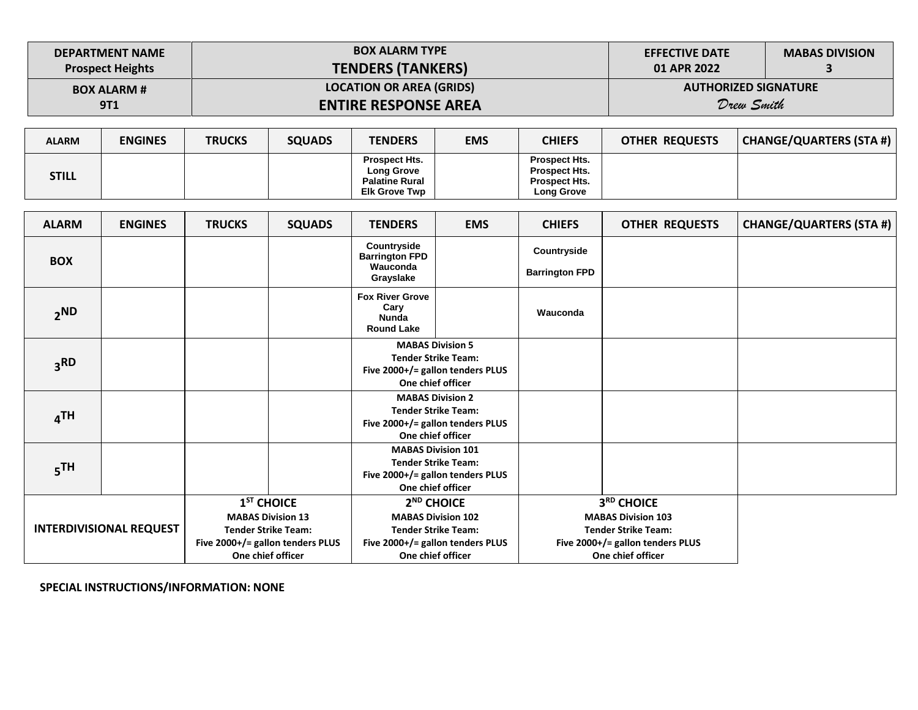| DEPARTMENT NAME<br>Prospect Heights | BOX ALARM TYPE<br>**TENDERS (TANKERS)** | EFFECTIVE DATE<br>01 APR 2022 | MABAS DIVISION<br>3 |
|---|---|---|---|
| BOX ALARM #<br>9T1 | LOCATION OR AREA (GRIDS)<br>**ENTIRE RESPONSE AREA** | AUTHORIZED SIGNATURE<br>*Drew Smith* | |

| ALARM | ENGINES | TRUCKS | SQUADS | TENDERS | EMS | CHIEFS | OTHER REQUESTS | CHANGE/QUARTERS (STA #) |
|---|---|---|---|---|---|---|---|---|
| STILL | | | | Prospect Hts.<br>Long Grove<br>Palatine Rural<br>Elk Grove Twp | | Prospect Hts.<br>Prospect Hts.<br>Prospect Hts.<br>Long Grove | | |

| ALARM | ENGINES | TRUCKS | SQUADS | TENDERS | EMS | CHIEFS | OTHER REQUESTS | CHANGE/QUARTERS (STA #) |
|---|---|---|---|---|---|---|---|---|
| BOX | | | | Countryside<br>Barrington FPD<br>Wauconda<br>Grayslake | | Countryside<br>Barrington FPD | | |
| 2ND | | | | Fox River Grove<br>Cary<br>Nunda<br>Round Lake | | Wauconda | | |
| 3RD | | | | MABAS Division 5<br>Tender Strike Team:<br>Five 2000+/= gallon tenders PLUS<br>One chief officer | | | | |
| 4TH | | | | MABAS Division 2<br>Tender Strike Team:<br>Five 2000+/= gallon tenders PLUS<br>One chief officer | | | | |
| 5TH | | | | MABAS Division 101<br>Tender Strike Team:<br>Five 2000+/= gallon tenders PLUS<br>One chief officer | | | | |
| INTERDIVISIONAL REQUEST | | 1ST CHOICE<br>MABAS Division 13<br>Tender Strike Team:<br>Five 2000+/= gallon tenders PLUS<br>One chief officer | | 2ND CHOICE<br>MABAS Division 102<br>Tender Strike Team:<br>Five 2000+/= gallon tenders PLUS<br>One chief officer | | 3RD CHOICE<br>MABAS Division 103<br>Tender Strike Team:<br>Five 2000+/= gallon tenders PLUS<br>One chief officer | | |

**SPECIAL INSTRUCTIONS/INFORMATION: NONE**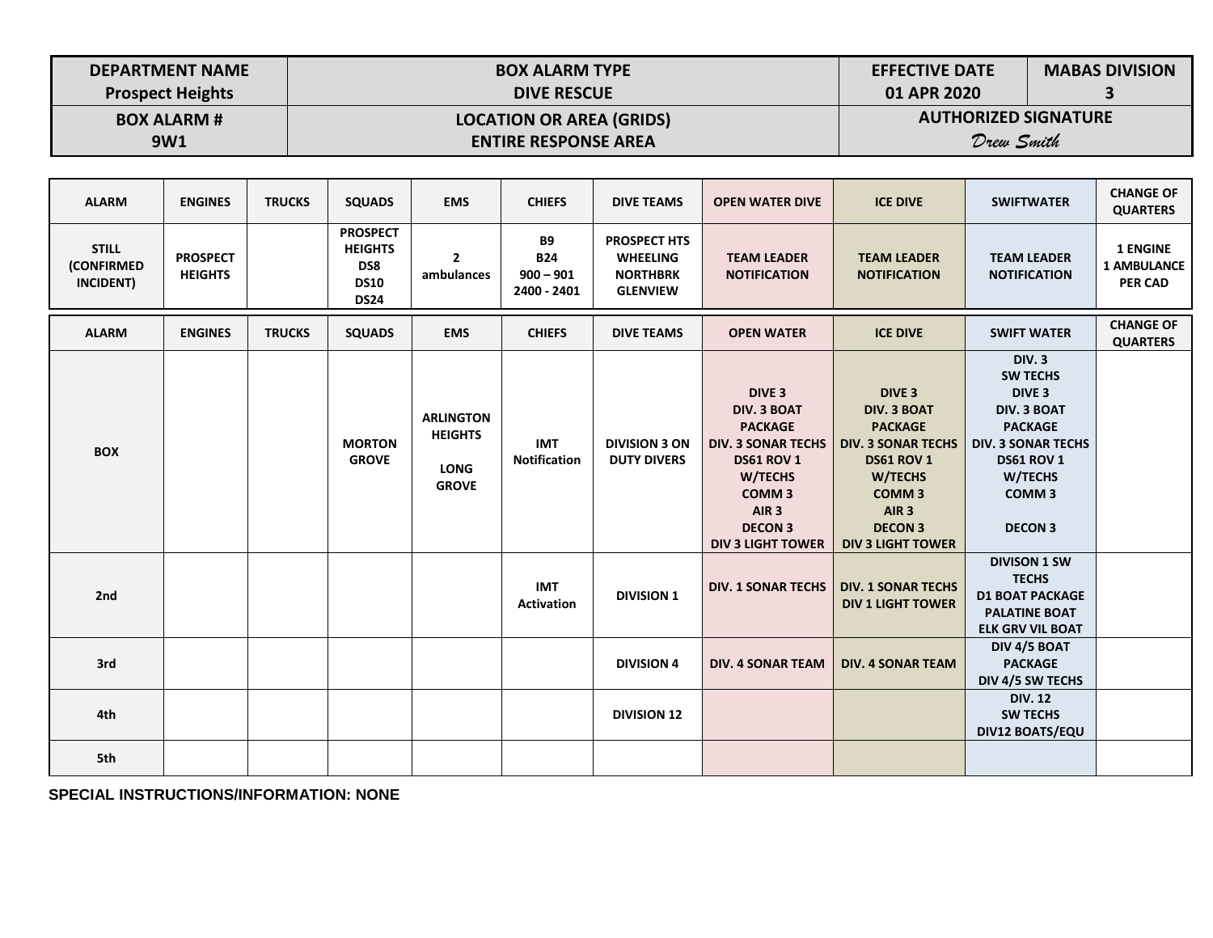| DEPARTMENT NAME<br>Prospect Heights | BOX ALARM TYPE<br>DIVE RESCUE | EFFECTIVE DATE<br>01 APR 2020 | MABAS DIVISION<br>3 |
|---|---|---|---|
| **BOX ALARM #**<br>**9W1** | **LOCATION OR AREA (GRIDS)**<br>**ENTIRE RESPONSE AREA** | **AUTHORIZED SIGNATURE**<br>*Drew Smith* | |

| ALARM | ENGINES | TRUCKS | SQUADS | EMS | CHIEFS | DIVE TEAMS | OPEN WATER DIVE | ICE DIVE | SWIFTWATER | CHANGE OF QUARTERS |
|---|---|---|---|---|---|---|---|---|---|---|
| STILL (CONFIRMED INCIDENT) | PROSPECT HEIGHTS | | PROSPECT HEIGHTS DS8 DS10 DS24 | 2 ambulances | B9 B24 900 – 901 2400 - 2401 | PROSPECT HTS WHEELING NORTHBRK GLENVIEW | TEAM LEADER NOTIFICATION | TEAM LEADER NOTIFICATION | TEAM LEADER NOTIFICATION | 1 ENGINE 1 AMBULANCE PER CAD |

| ALARM | ENGINES | TRUCKS | SQUADS | EMS | CHIEFS | DIVE TEAMS | OPEN WATER | ICE DIVE | SWIFT WATER | CHANGE OF QUARTERS |
|---|---|---|---|---|---|---|---|---|---|---|
| BOX | | | MORTON GROVE | ARLINGTON HEIGHTS<br>LONG GROVE | IMT Notification | DIVISION 3 ON DUTY DIVERS | DIVE 3<br>DIV. 3 BOAT PACKAGE<br>DIV. 3 SONAR TECHS<br>DS61 ROV 1 W/TECHS<br>COMM 3<br>AIR 3<br>DECON 3<br>DIV 3 LIGHT TOWER | DIVE 3<br>DIV. 3 BOAT PACKAGE<br>DIV. 3 SONAR TECHS<br>DS61 ROV 1 W/TECHS<br>COMM 3<br>AIR 3<br>DECON 3<br>DIV 3 LIGHT TOWER | DIV. 3 SW TECHS<br>DIVE 3<br>DIV. 3 BOAT PACKAGE<br>DIV. 3 SONAR TECHS<br>DS61 ROV 1 W/TECHS<br>COMM 3<br>DECON 3 | |
| 2nd | | | | | IMT Activation | DIVISION 1 | DIV. 1 SONAR TECHS | DIV. 1 SONAR TECHS<br>DIV 1 LIGHT TOWER | DIVISON 1 SW TECHS<br>D1 BOAT PACKAGE<br>PALATINE BOAT<br>ELK GRV VIL BOAT | |
| 3rd | | | | | | DIVISION 4 | DIV. 4 SONAR TEAM | DIV. 4 SONAR TEAM | DIV 4/5 BOAT PACKAGE<br>DIV 4/5 SW TECHS | |
| 4th | | | | | | DIVISION 12 | | | DIV. 12 SW TECHS<br>DIV12 BOATS/EQU | |
| 5th | | | | | | | | | | |

**SPECIAL INSTRUCTIONS/INFORMATION: NONE**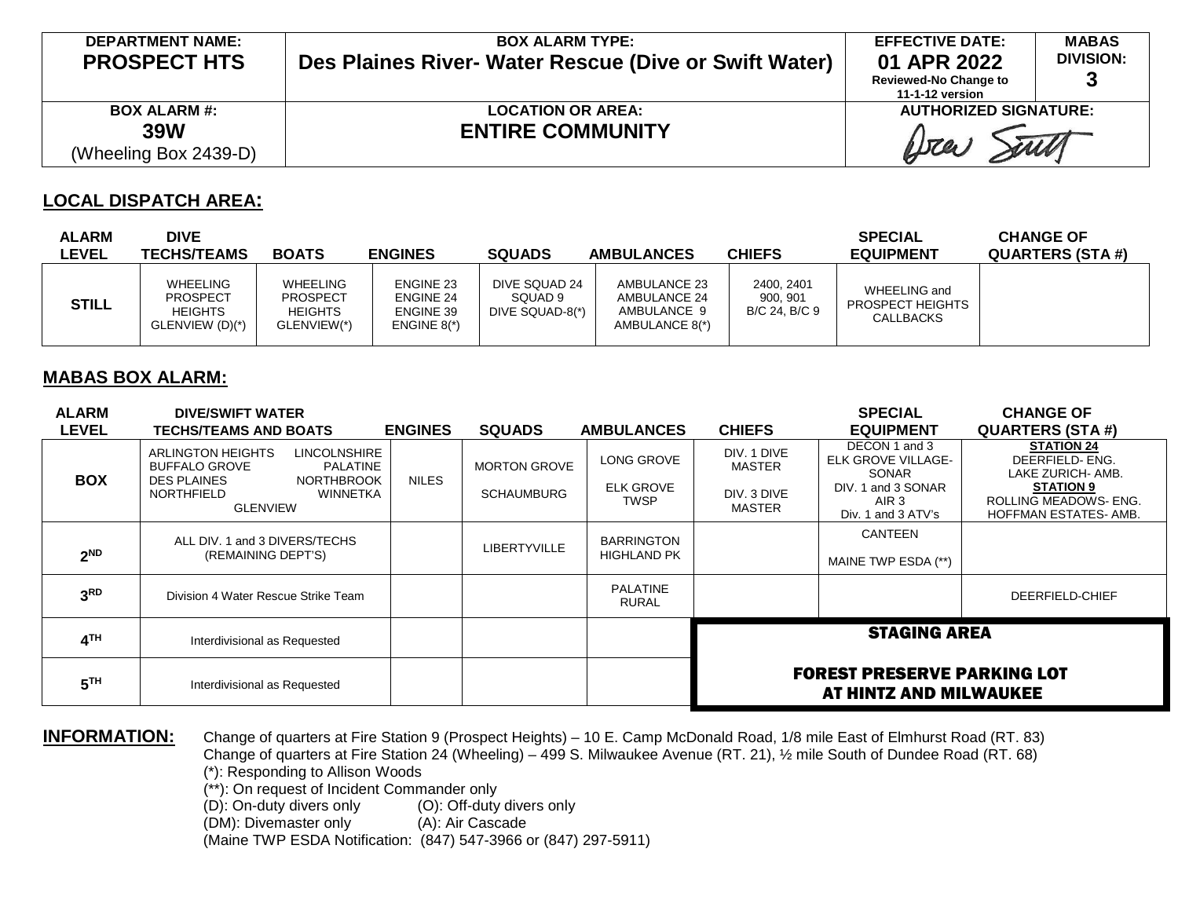| DEPARTMENT NAME: | BOX ALARM TYPE: | EFFECTIVE DATE: | MABAS DIVISION: |
|---|---|---|---|
| **PROSPECT HTS** | **Des Plaines River- Water Rescue (Dive or Swift Water)** | **01 APR 2022** Reviewed-No Change to 11-1-12 version | **3** |
| **BOX ALARM #:** | **LOCATION OR AREA:** | **AUTHORIZED SIGNATURE:** | |
| **39W** (Wheeling Box 2439-D) | **ENTIRE COMMUNITY** | | |

## LOCAL DISPATCH AREA:

| ALARM LEVEL | DIVE TECHS/TEAMS | BOATS | ENGINES | SQUADS | AMBULANCES | CHIEFS | SPECIAL EQUIPMENT | CHANGE OF QUARTERS (STA #) |
|---|---|---|---|---|---|---|---|---|
| **STILL** | WHEELING PROSPECT HEIGHTS GLENVIEW (D)(*) | WHEELING PROSPECT HEIGHTS GLENVIEW(*) | ENGINE 23 ENGINE 24 ENGINE 39 ENGINE 8(*) | DIVE SQUAD 24 SQUAD 9 DIVE SQUAD-8(*) | AMBULANCE 23 AMBULANCE 24 AMBULANCE 9 AMBULANCE 8(*) | 2400, 2401 900, 901 B/C 24, B/C 9 | WHEELING and PROSPECT HEIGHTS CALLBACKS | |

## MABAS BOX ALARM:

| ALARM LEVEL | DIVE/SWIFT WATER TECHS/TEAMS AND BOATS | ENGINES | SQUADS | AMBULANCES | CHIEFS | SPECIAL EQUIPMENT | CHANGE OF QUARTERS (STA #) |
|---|---|---|---|---|---|---|---|
| **BOX** | ARLINGTON HEIGHTS, LINCOLNSHIRE, BUFFALO GROVE, PALATINE, DES PLAINES, NORTHBROOK, NORTHFIELD, WINNETKA, GLENVIEW | NILES | MORTON GROVE SCHAUMBURG | LONG GROVE ELK GROVE TWSP | DIV. 1 DIVE MASTER DIV. 3 DIVE MASTER | DECON 1 and 3 ELK GROVE VILLAGE-SONAR DIV. 1 and 3 SONAR AIR 3 Div. 1 and 3 ATV's | **STATION 24** DEERFIELD- ENG. LAKE ZURICH- AMB. **STATION 9** ROLLING MEADOWS- ENG. HOFFMAN ESTATES- AMB. |
| **2ND** | ALL DIV. 1 and 3 DIVERS/TECHS (REMAINING DEPT'S) | | LIBERTYVILLE | BARRINGTON HIGHLAND PK | | CANTEEN MAINE TWP ESDA (**) | |
| **3RD** | Division 4 Water Rescue Strike Team | | | PALATINE RURAL | | | DEERFIELD-CHIEF |
| **4TH** | Interdivisional as Requested | | | | **STAGING AREA** | | |
| **5TH** | Interdivisional as Requested | | | | **FOREST PRESERVE PARKING LOT AT HINTZ AND MILWAUKEE** | | |

**INFORMATION:** Change of quarters at Fire Station 9 (Prospect Heights) – 10 E. Camp McDonald Road, 1/8 mile East of Elmhurst Road (RT. 83)
Change of quarters at Fire Station 24 (Wheeling) – 499 S. Milwaukee Avenue (RT. 21), ½ mile South of Dundee Road (RT. 68)
(*): Responding to Allison Woods
(**): On request of Incident Commander only
(D): On-duty divers only (O): Off-duty divers only
(DM): Divemaster only (A): Air Cascade
(Maine TWP ESDA Notification: (847) 547-3966 or (847) 297-5911)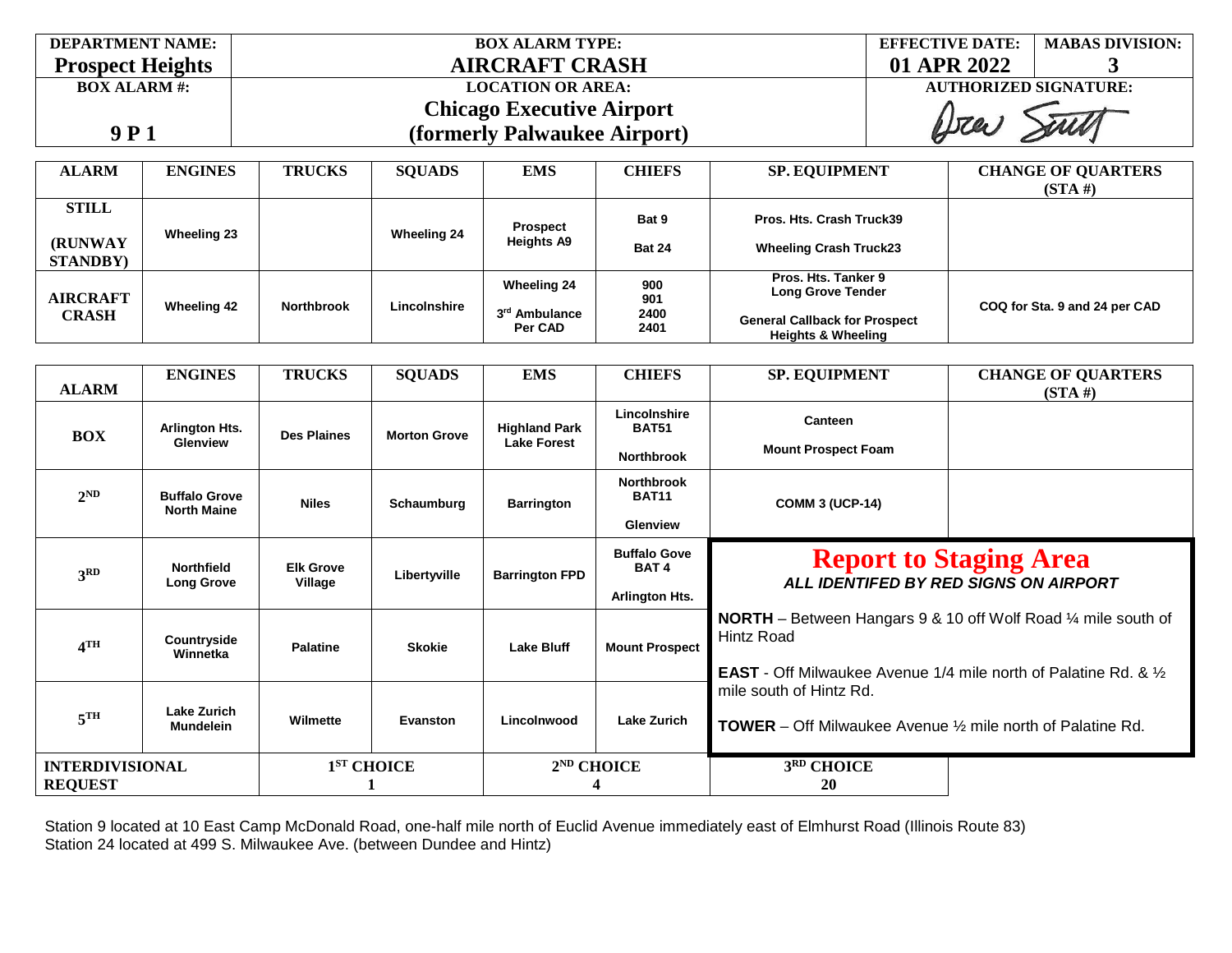| DEPARTMENT NAME: | BOX ALARM TYPE: | EFFECTIVE DATE: | MABAS DIVISION: |
|---|---|---|---|
| **Prospect Heights** | **AIRCRAFT CRASH** | **01 APR 2022** | **3** |
| BOX ALARM #: | LOCATION OR AREA: | AUTHORIZED SIGNATURE: | |
| **9 P 1** | **Chicago Executive Airport (formerly Palwaukee Airport)** | | |

| ALARM | ENGINES | TRUCKS | SQUADS | EMS | CHIEFS | SP. EQUIPMENT | CHANGE OF QUARTERS (STA #) |
|---|---|---|---|---|---|---|---|
| STILL (RUNWAY STANDBY) | Wheeling 23 | | Wheeling 24 | Prospect Heights A9 | Bat 9<br>Bat 24 | Pros. Hts. Crash Truck39<br>Wheeling Crash Truck23 | |
| AIRCRAFT CRASH | Wheeling 42 | Northbrook | Lincolnshire | Wheeling 24<br>3rd Ambulance Per CAD | 900<br>901<br>2400<br>2401 | Pros. Hts. Tanker 9<br>Long Grove Tender<br>General Callback for Prospect Heights & Wheeling | COQ for Sta. 9 and 24 per CAD |

| ALARM | ENGINES | TRUCKS | SQUADS | EMS | CHIEFS | SP. EQUIPMENT | CHANGE OF QUARTERS (STA #) |
|---|---|---|---|---|---|---|---|
| BOX | Arlington Hts.<br>Glenview | Des Plaines | Morton Grove | Highland Park<br>Lake Forest | Lincolnshire BAT51<br>Northbrook | Canteen<br>Mount Prospect Foam | |
| 2ND | Buffalo Grove<br>North Maine | Niles | Schaumburg | Barrington | Northbrook BAT11<br>Glenview | COMM 3 (UCP-14) | |
| 3RD | Northfield<br>Long Grove | Elk Grove Village | Libertyville | Barrington FPD | Buffalo Gove BAT 4<br>Arlington Hts. | | |
| 4TH | Countryside<br>Winnetka | Palatine | Skokie | Lake Bluff | Mount Prospect | | |
| 5TH | Lake Zurich<br>Mundelein | Wilmette | Evanston | Lincolnwood | Lake Zurich | | |
| INTERDIVISIONAL REQUEST | | 1ST CHOICE 1 | | 2ND CHOICE 4 | | 3RD CHOICE 20 | |

## Report to Staging Area

***ALL IDENTIFED BY RED SIGNS ON AIRPORT***

**NORTH** – Between Hangars 9 & 10 off Wolf Road ¼ mile south of Hintz Road

**EAST** - Off Milwaukee Avenue 1/4 mile north of Palatine Rd. & ½ mile south of Hintz Rd.

**TOWER** – Off Milwaukee Avenue ½ mile north of Palatine Rd.

Station 9 located at 10 East Camp McDonald Road, one-half mile north of Euclid Avenue immediately east of Elmhurst Road (Illinois Route 83)
Station 24 located at 499 S. Milwaukee Ave. (between Dundee and Hintz)